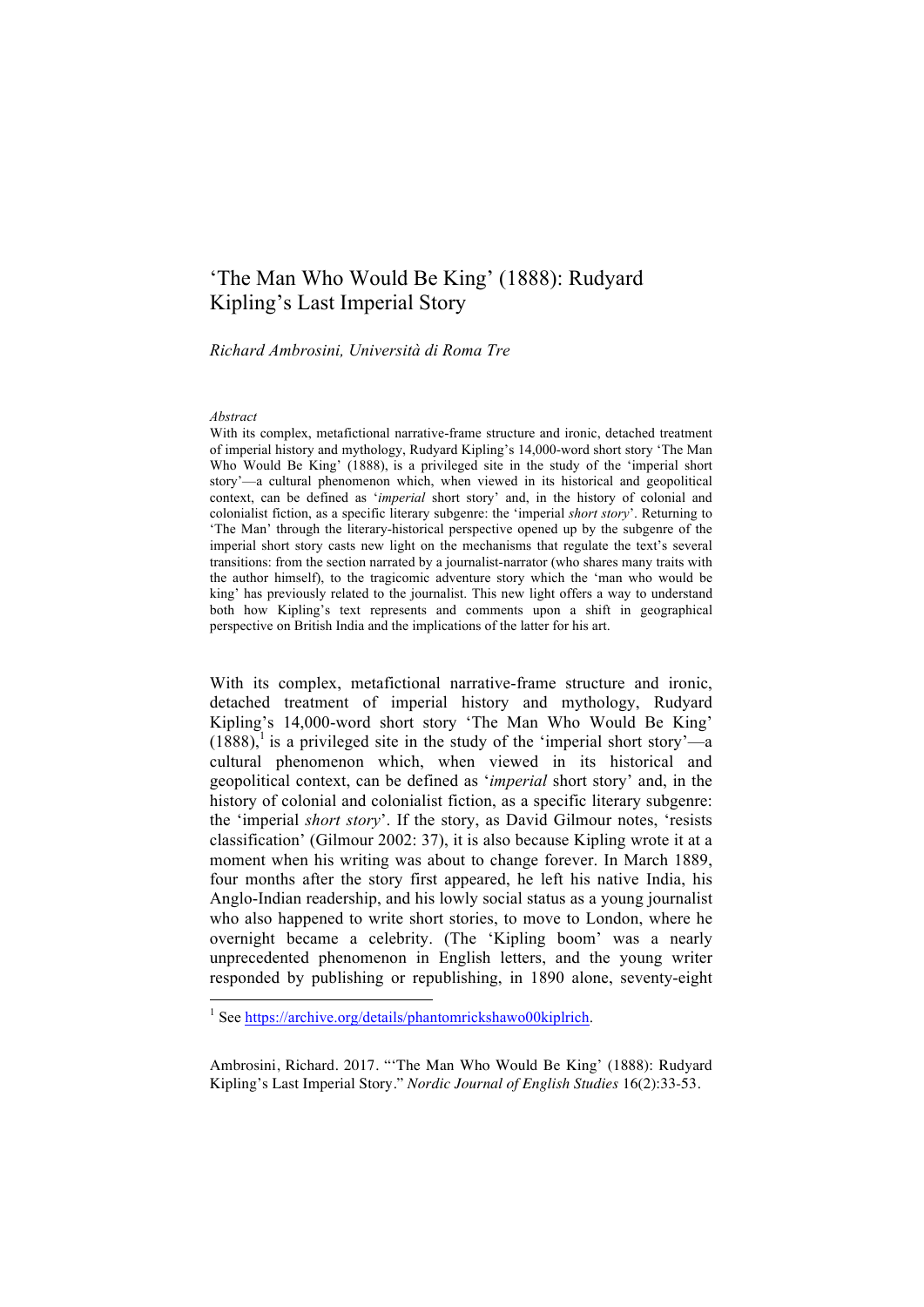# 'The Man Who Would Be King' (1888): Rudyard Kipling's Last Imperial Story

*Richard Ambrosini, Università di Roma Tre*

*Abstract*

With its complex, metafictional narrative-frame structure and ironic, detached treatment of imperial history and mythology, Rudyard Kipling's 14,000-word short story 'The Man Who Would Be King' (1888), is a privileged site in the study of the 'imperial short story'—a cultural phenomenon which, when viewed in its historical and geopolitical context, can be defined as '*imperial* short story' and, in the history of colonial and colonialist fiction, as a specific literary subgenre: the 'imperial *short story*'. Returning to 'The Man' through the literary-historical perspective opened up by the subgenre of the imperial short story casts new light on the mechanisms that regulate the text's several transitions: from the section narrated by a journalist-narrator (who shares many traits with the author himself), to the tragicomic adventure story which the 'man who would be king' has previously related to the journalist. This new light offers a way to understand both how Kipling's text represents and comments upon a shift in geographical perspective on British India and the implications of the latter for his art.

With its complex, metafictional narrative-frame structure and ironic, detached treatment of imperial history and mythology, Rudyard Kipling's 14,000-word short story 'The Man Who Would Be King' (1888),[1] is a privileged site in the study of the 'imperial short story'—a cultural phenomenon which, when viewed in its historical and geopolitical context, can be defined as '*imperial* short story' and, in the history of colonial and colonialist fiction, as a specific literary subgenre: the 'imperial *short story*'. If the story, as David Gilmour notes, 'resists classification' (Gilmour 2002: 37), it is also because Kipling wrote it at a moment when his writing was about to change forever. In March 1889, four months after the story first appeared, he left his native India, his Anglo-Indian readership, and his lowly social status as a young journalist who also happened to write short stories, to move to London, where he overnight became a celebrity. (The 'Kipling boom' was a nearly unprecedented phenomenon in English letters, and the young writer responded by publishing or republishing, in 1890 alone, seventy-eight

[1] See https://archive.org/details/phantomrickshawo00kiplrich.

Ambrosini, Richard. 2017. "'The Man Who Would Be King' (1888): Rudyard Kipling's Last Imperial Story." *Nordic Journal of English Studies* 16(2):33-53.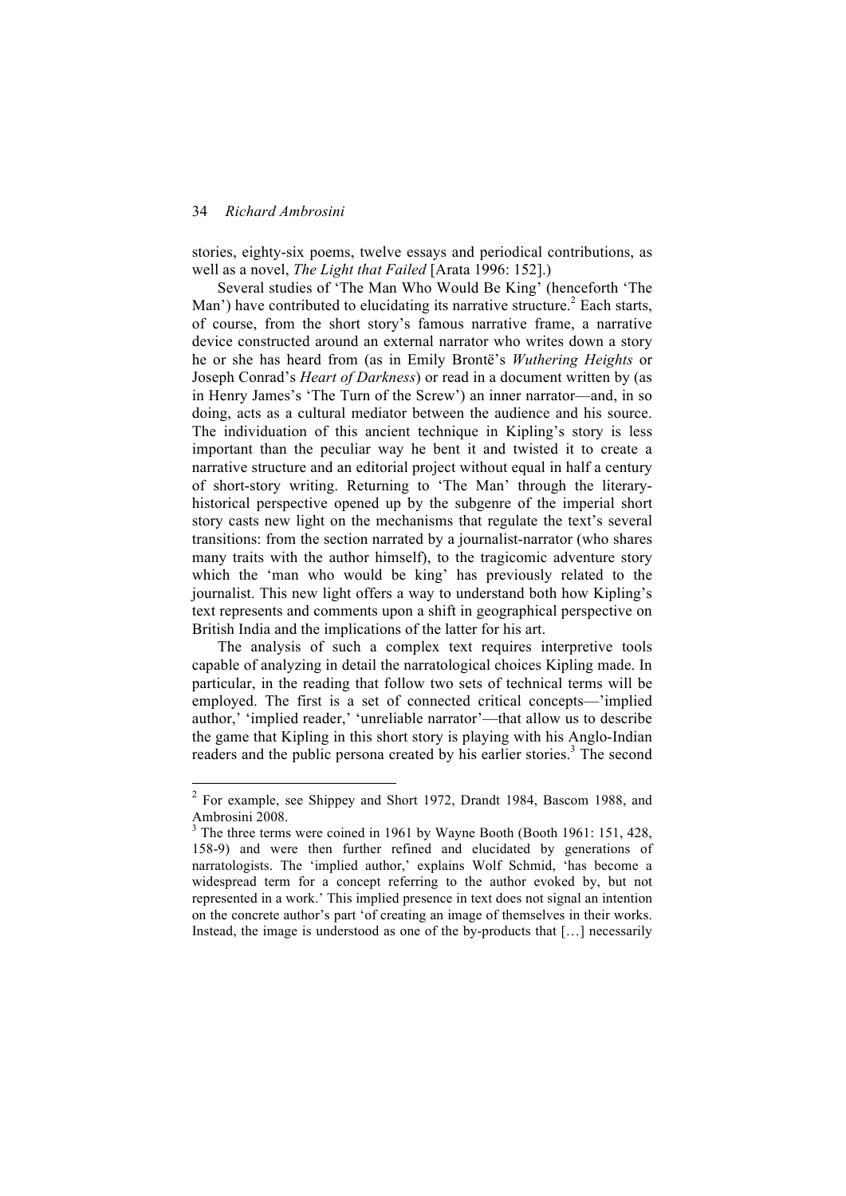stories, eighty-six poems, twelve essays and periodical contributions, as well as a novel, *The Light that Failed* [Arata 1996: 152].)

Several studies of 'The Man Who Would Be King' (henceforth 'The Man') have contributed to elucidating its narrative structure.[2] Each starts, of course, from the short story's famous narrative frame, a narrative device constructed around an external narrator who writes down a story he or she has heard from (as in Emily Brontë's *Wuthering Heights* or Joseph Conrad's *Heart of Darkness*) or read in a document written by (as in Henry James's 'The Turn of the Screw') an inner narrator—and, in so doing, acts as a cultural mediator between the audience and his source. The individuation of this ancient technique in Kipling's story is less important than the peculiar way he bent it and twisted it to create a narrative structure and an editorial project without equal in half a century of short-story writing. Returning to 'The Man' through the literary-historical perspective opened up by the subgenre of the imperial short story casts new light on the mechanisms that regulate the text's several transitions: from the section narrated by a journalist-narrator (who shares many traits with the author himself), to the tragicomic adventure story which the 'man who would be king' has previously related to the journalist. This new light offers a way to understand both how Kipling's text represents and comments upon a shift in geographical perspective on British India and the implications of the latter for his art.

The analysis of such a complex text requires interpretive tools capable of analyzing in detail the narratological choices Kipling made. In particular, in the reading that follow two sets of technical terms will be employed. The first is a set of connected critical concepts—'implied author,' 'implied reader,' 'unreliable narrator'—that allow us to describe the game that Kipling in this short story is playing with his Anglo-Indian readers and the public persona created by his earlier stories.[3] The second

---

[2] For example, see Shippey and Short 1972, Drandt 1984, Bascom 1988, and Ambrosini 2008.

[3] The three terms were coined in 1961 by Wayne Booth (Booth 1961: 151, 428, 158-9) and were then further refined and elucidated by generations of narratologists. The 'implied author,' explains Wolf Schmid, 'has become a widespread term for a concept referring to the author evoked by, but not represented in a work.' This implied presence in text does not signal an intention on the concrete author's part 'of creating an image of themselves in their works. Instead, the image is understood as one of the by-products that […] necessarily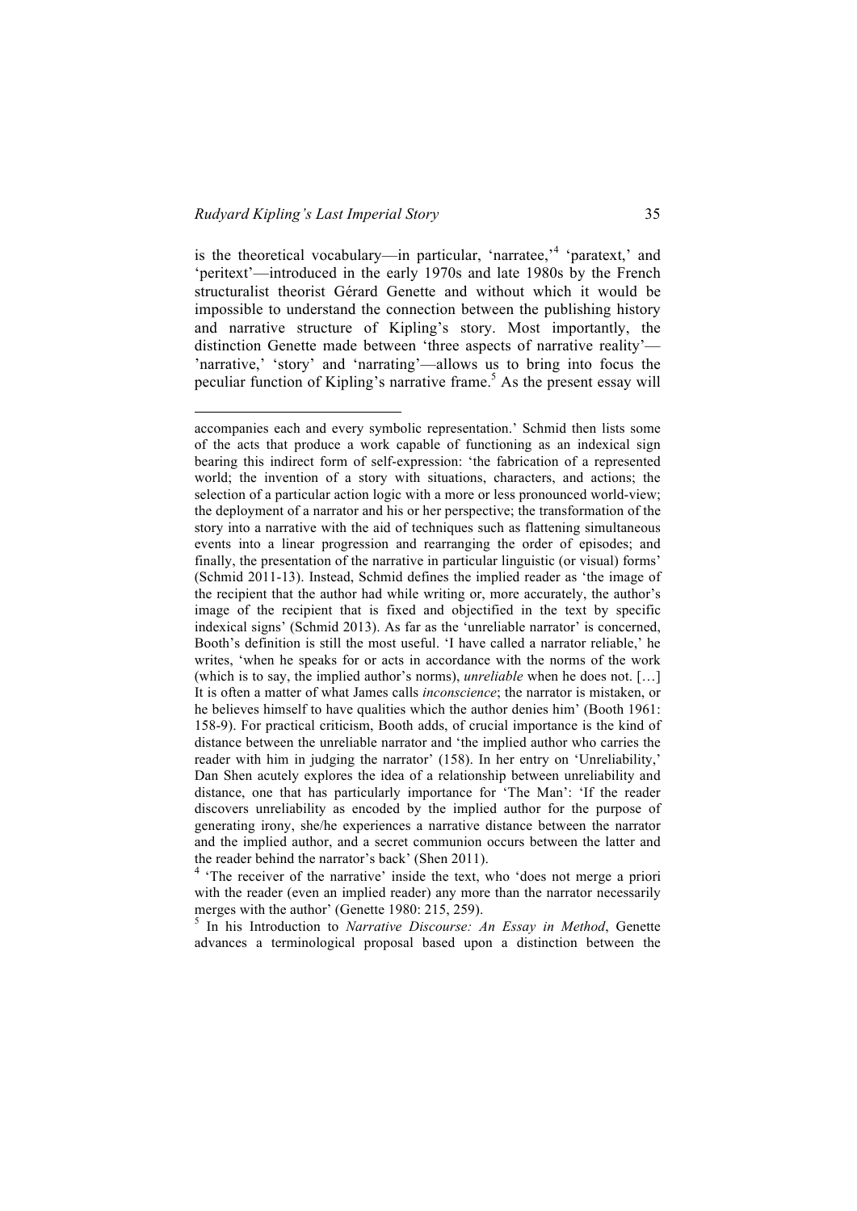is the theoretical vocabulary—in particular, 'narratee,'[4] 'paratext,' and 'peritext'—introduced in the early 1970s and late 1980s by the French structuralist theorist Gérard Genette and without which it would be impossible to understand the connection between the publishing history and narrative structure of Kipling's story. Most importantly, the distinction Genette made between 'three aspects of narrative reality'—'narrative,' 'story' and 'narrating'—allows us to bring into focus the peculiar function of Kipling's narrative frame.[5] As the present essay will

---

accompanies each and every symbolic representation.' Schmid then lists some of the acts that produce a work capable of functioning as an indexical sign bearing this indirect form of self-expression: 'the fabrication of a represented world; the invention of a story with situations, characters, and actions; the selection of a particular action logic with a more or less pronounced world-view; the deployment of a narrator and his or her perspective; the transformation of the story into a narrative with the aid of techniques such as flattening simultaneous events into a linear progression and rearranging the order of episodes; and finally, the presentation of the narrative in particular linguistic (or visual) forms' (Schmid 2011-13). Instead, Schmid defines the implied reader as 'the image of the recipient that the author had while writing or, more accurately, the author's image of the recipient that is fixed and objectified in the text by specific indexical signs' (Schmid 2013). As far as the 'unreliable narrator' is concerned, Booth's definition is still the most useful. 'I have called a narrator reliable,' he writes, 'when he speaks for or acts in accordance with the norms of the work (which is to say, the implied author's norms), *unreliable* when he does not. […] It is often a matter of what James calls *inconscience*; the narrator is mistaken, or he believes himself to have qualities which the author denies him' (Booth 1961: 158-9). For practical criticism, Booth adds, of crucial importance is the kind of distance between the unreliable narrator and 'the implied author who carries the reader with him in judging the narrator' (158). In her entry on 'Unreliability,' Dan Shen acutely explores the idea of a relationship between unreliability and distance, one that has particularly importance for 'The Man': 'If the reader discovers unreliability as encoded by the implied author for the purpose of generating irony, she/he experiences a narrative distance between the narrator and the implied author, and a secret communion occurs between the latter and the reader behind the narrator's back' (Shen 2011).

[4] 'The receiver of the narrative' inside the text, who 'does not merge a priori with the reader (even an implied reader) any more than the narrator necessarily merges with the author' (Genette 1980: 215, 259).

[5] In his Introduction to *Narrative Discourse: An Essay in Method*, Genette advances a terminological proposal based upon a distinction between the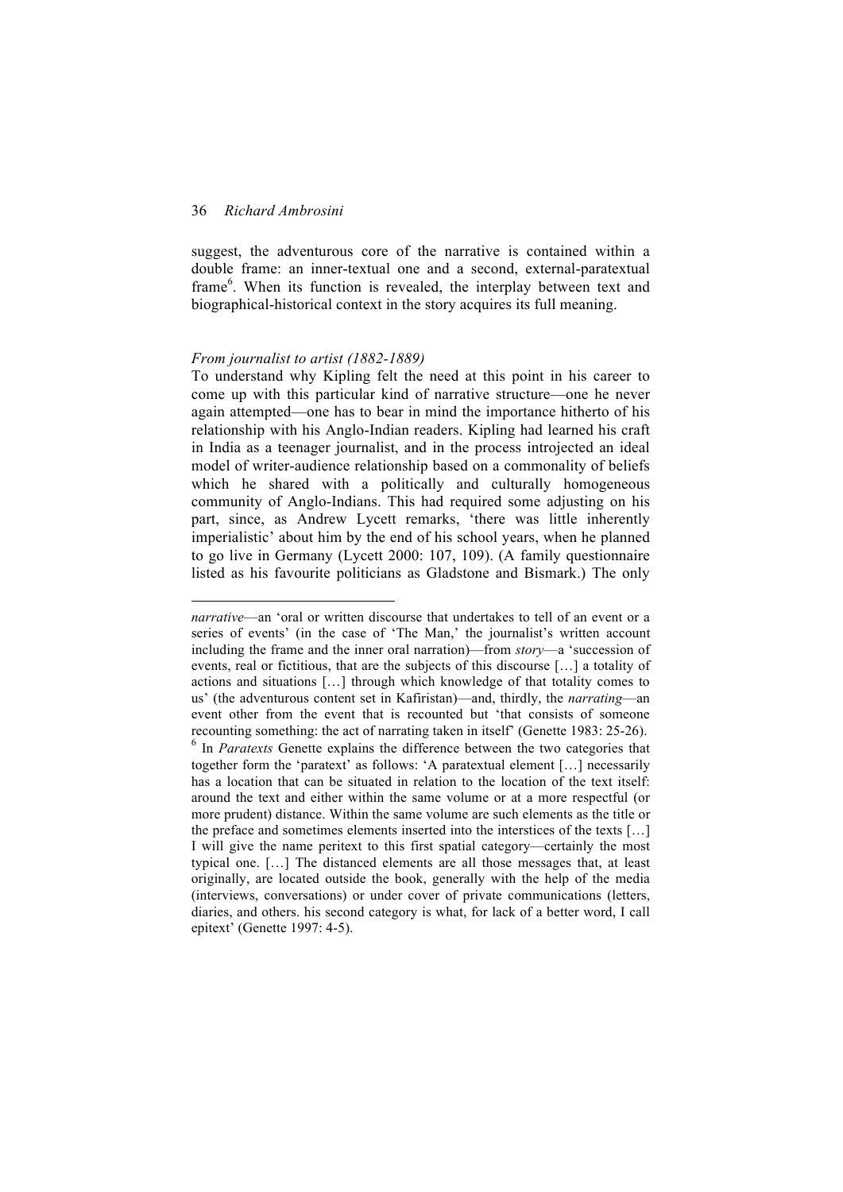suggest, the adventurous core of the narrative is contained within a double frame: an inner-textual one and a second, external-paratextual frame[6]. When its function is revealed, the interplay between text and biographical-historical context in the story acquires its full meaning.

### *From journalist to artist (1882-1889)*

To understand why Kipling felt the need at this point in his career to come up with this particular kind of narrative structure—one he never again attempted—one has to bear in mind the importance hitherto of his relationship with his Anglo-Indian readers. Kipling had learned his craft in India as a teenager journalist, and in the process introjected an ideal model of writer-audience relationship based on a commonality of beliefs which he shared with a politically and culturally homogeneous community of Anglo-Indians. This had required some adjusting on his part, since, as Andrew Lycett remarks, 'there was little inherently imperialistic' about him by the end of his school years, when he planned to go live in Germany (Lycett 2000: 107, 109). (A family questionnaire listed as his favourite politicians as Gladstone and Bismark.) The only

---

*narrative*—an 'oral or written discourse that undertakes to tell of an event or a series of events' (in the case of 'The Man,' the journalist's written account including the frame and the inner oral narration)—from *story*—a 'succession of events, real or fictitious, that are the subjects of this discourse […] a totality of actions and situations […] through which knowledge of that totality comes to us' (the adventurous content set in Kafiristan)—and, thirdly, the *narrating*—an event other from the event that is recounted but 'that consists of someone recounting something: the act of narrating taken in itself' (Genette 1983: 25-26).

[6] In *Paratexts* Genette explains the difference between the two categories that together form the 'paratext' as follows: 'A paratextual element […] necessarily has a location that can be situated in relation to the location of the text itself: around the text and either within the same volume or at a more respectful (or more prudent) distance. Within the same volume are such elements as the title or the preface and sometimes elements inserted into the interstices of the texts […] I will give the name peritext to this first spatial category—certainly the most typical one. […] The distanced elements are all those messages that, at least originally, are located outside the book, generally with the help of the media (interviews, conversations) or under cover of private communications (letters, diaries, and others. his second category is what, for lack of a better word, I call epitext' (Genette 1997: 4-5).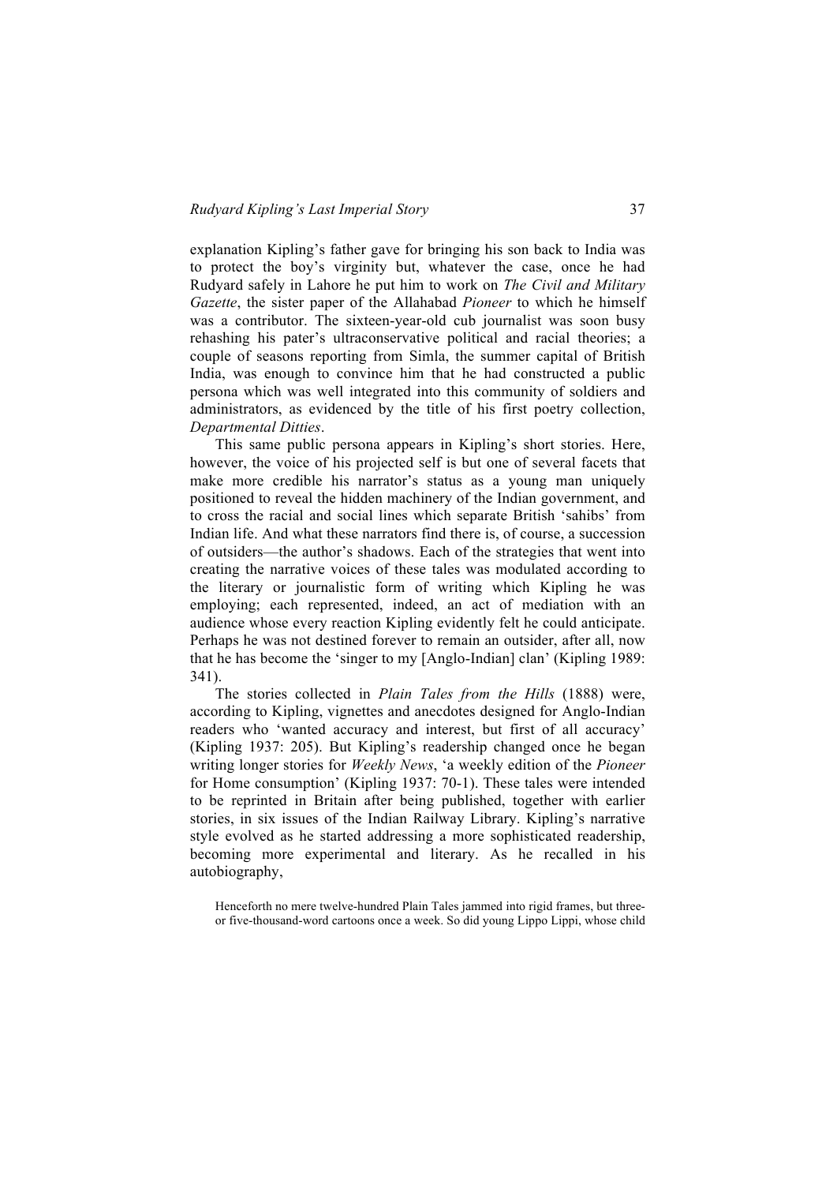explanation Kipling's father gave for bringing his son back to India was to protect the boy's virginity but, whatever the case, once he had Rudyard safely in Lahore he put him to work on *The Civil and Military Gazette*, the sister paper of the Allahabad *Pioneer* to which he himself was a contributor. The sixteen-year-old cub journalist was soon busy rehashing his pater's ultraconservative political and racial theories; a couple of seasons reporting from Simla, the summer capital of British India, was enough to convince him that he had constructed a public persona which was well integrated into this community of soldiers and administrators, as evidenced by the title of his first poetry collection, *Departmental Ditties*.

This same public persona appears in Kipling's short stories. Here, however, the voice of his projected self is but one of several facets that make more credible his narrator's status as a young man uniquely positioned to reveal the hidden machinery of the Indian government, and to cross the racial and social lines which separate British 'sahibs' from Indian life. And what these narrators find there is, of course, a succession of outsiders—the author's shadows. Each of the strategies that went into creating the narrative voices of these tales was modulated according to the literary or journalistic form of writing which Kipling he was employing; each represented, indeed, an act of mediation with an audience whose every reaction Kipling evidently felt he could anticipate. Perhaps he was not destined forever to remain an outsider, after all, now that he has become the 'singer to my [Anglo-Indian] clan' (Kipling 1989: 341).

The stories collected in *Plain Tales from the Hills* (1888) were, according to Kipling, vignettes and anecdotes designed for Anglo-Indian readers who 'wanted accuracy and interest, but first of all accuracy' (Kipling 1937: 205). But Kipling's readership changed once he began writing longer stories for *Weekly News*, 'a weekly edition of the *Pioneer* for Home consumption' (Kipling 1937: 70-1). These tales were intended to be reprinted in Britain after being published, together with earlier stories, in six issues of the Indian Railway Library. Kipling's narrative style evolved as he started addressing a more sophisticated readership, becoming more experimental and literary. As he recalled in his autobiography,

> Henceforth no mere twelve-hundred Plain Tales jammed into rigid frames, but three- or five-thousand-word cartoons once a week. So did young Lippo Lippi, whose child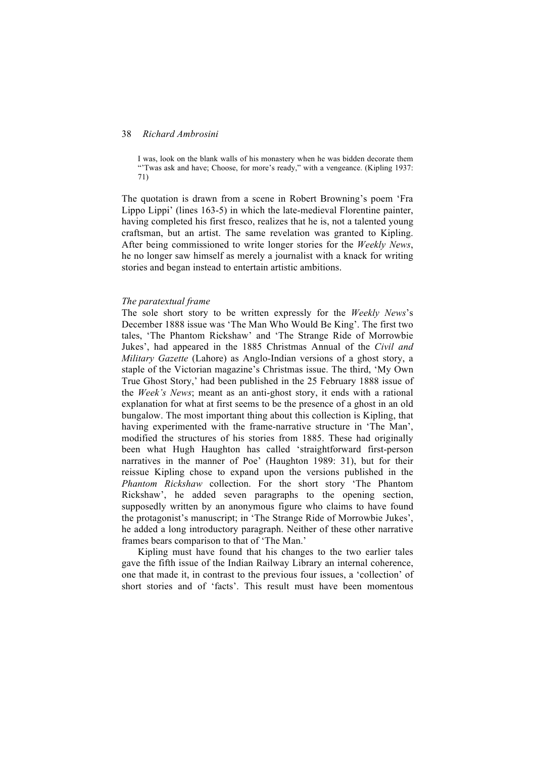> I was, look on the blank walls of his monastery when he was bidden decorate them "'Twas ask and have; Choose, for more's ready," with a vengeance. (Kipling 1937: 71)

The quotation is drawn from a scene in Robert Browning's poem 'Fra Lippo Lippi' (lines 163-5) in which the late-medieval Florentine painter, having completed his first fresco, realizes that he is, not a talented young craftsman, but an artist. The same revelation was granted to Kipling. After being commissioned to write longer stories for the *Weekly News*, he no longer saw himself as merely a journalist with a knack for writing stories and began instead to entertain artistic ambitions.

*The paratextual frame*

The sole short story to be written expressly for the *Weekly News*'s December 1888 issue was 'The Man Who Would Be King'. The first two tales, 'The Phantom Rickshaw' and 'The Strange Ride of Morrowbie Jukes', had appeared in the 1885 Christmas Annual of the *Civil and Military Gazette* (Lahore) as Anglo-Indian versions of a ghost story, a staple of the Victorian magazine's Christmas issue. The third, 'My Own True Ghost Story,' had been published in the 25 February 1888 issue of the *Week's News*; meant as an anti-ghost story, it ends with a rational explanation for what at first seems to be the presence of a ghost in an old bungalow. The most important thing about this collection is Kipling, that having experimented with the frame-narrative structure in 'The Man', modified the structures of his stories from 1885. These had originally been what Hugh Haughton has called 'straightforward first-person narratives in the manner of Poe' (Haughton 1989: 31), but for their reissue Kipling chose to expand upon the versions published in the *Phantom Rickshaw* collection. For the short story 'The Phantom Rickshaw', he added seven paragraphs to the opening section, supposedly written by an anonymous figure who claims to have found the protagonist's manuscript; in 'The Strange Ride of Morrowbie Jukes', he added a long introductory paragraph. Neither of these other narrative frames bears comparison to that of 'The Man.'

Kipling must have found that his changes to the two earlier tales gave the fifth issue of the Indian Railway Library an internal coherence, one that made it, in contrast to the previous four issues, a 'collection' of short stories and of 'facts'. This result must have been momentous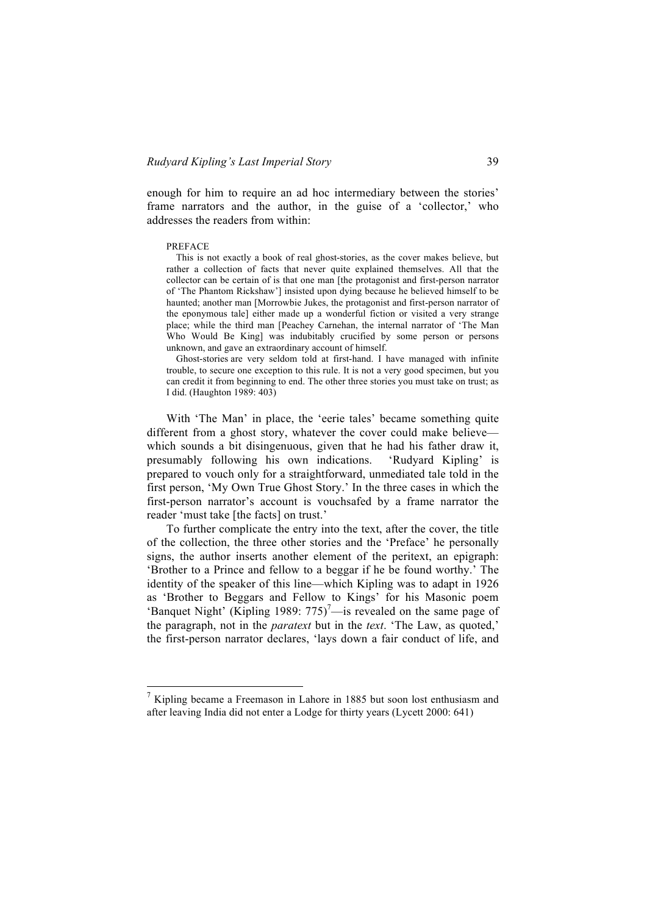enough for him to require an ad hoc intermediary between the stories' frame narrators and the author, in the guise of a 'collector,' who addresses the readers from within:

> PREFACE
>
> This is not exactly a book of real ghost-stories, as the cover makes believe, but rather a collection of facts that never quite explained themselves. All that the collector can be certain of is that one man [the protagonist and first-person narrator of 'The Phantom Rickshaw'] insisted upon dying because he believed himself to be haunted; another man [Morrowbie Jukes, the protagonist and first-person narrator of the eponymous tale] either made up a wonderful fiction or visited a very strange place; while the third man [Peachey Carnehan, the internal narrator of 'The Man Who Would Be King] was indubitably crucified by some person or persons unknown, and gave an extraordinary account of himself.
>
> Ghost-stories are very seldom told at first-hand. I have managed with infinite trouble, to secure one exception to this rule. It is not a very good specimen, but you can credit it from beginning to end. The other three stories you must take on trust; as I did. (Haughton 1989: 403)

With 'The Man' in place, the 'eerie tales' became something quite different from a ghost story, whatever the cover could make believe—which sounds a bit disingenuous, given that he had his father draw it, presumably following his own indications. 'Rudyard Kipling' is prepared to vouch only for a straightforward, unmediated tale told in the first person, 'My Own True Ghost Story.' In the three cases in which the first-person narrator's account is vouchsafed by a frame narrator the reader 'must take [the facts] on trust.'

To further complicate the entry into the text, after the cover, the title of the collection, the three other stories and the 'Preface' he personally signs, the author inserts another element of the peritext, an epigraph: 'Brother to a Prince and fellow to a beggar if he be found worthy.' The identity of the speaker of this line—which Kipling was to adapt in 1926 as 'Brother to Beggars and Fellow to Kings' for his Masonic poem 'Banquet Night' (Kipling 1989: 775)[7]—is revealed on the same page of the paragraph, not in the *paratext* but in the *text*. 'The Law, as quoted,' the first-person narrator declares, 'lays down a fair conduct of life, and

---

[7] Kipling became a Freemason in Lahore in 1885 but soon lost enthusiasm and after leaving India did not enter a Lodge for thirty years (Lycett 2000: 641)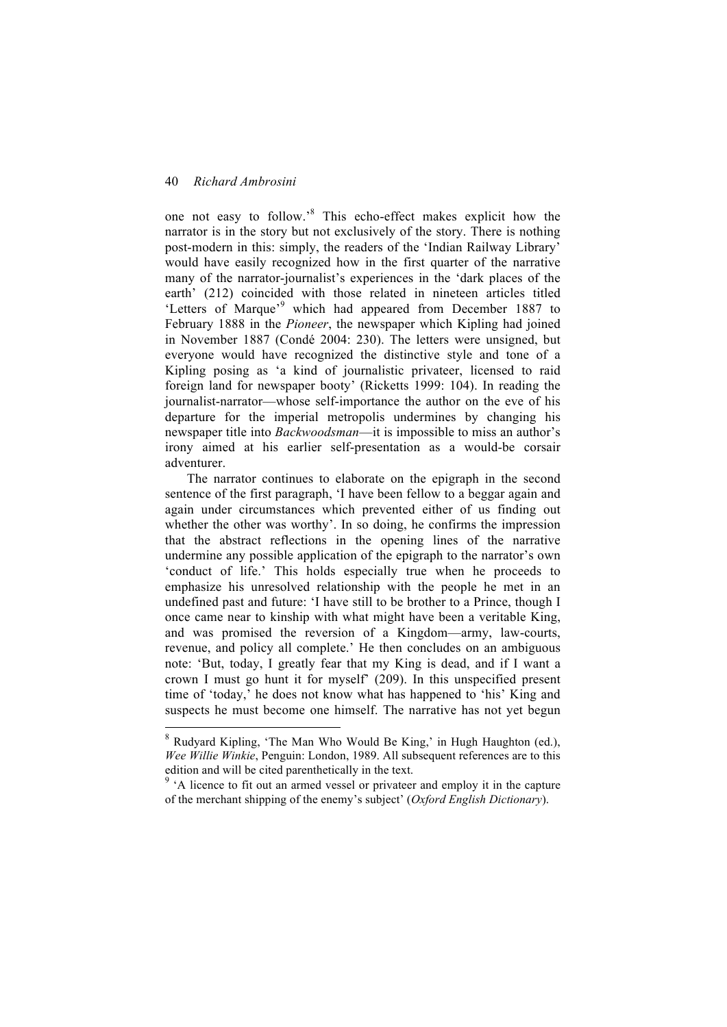one not easy to follow.'[8] This echo-effect makes explicit how the narrator is in the story but not exclusively of the story. There is nothing post-modern in this: simply, the readers of the 'Indian Railway Library' would have easily recognized how in the first quarter of the narrative many of the narrator-journalist's experiences in the 'dark places of the earth' (212) coincided with those related in nineteen articles titled 'Letters of Marque'[9] which had appeared from December 1887 to February 1888 in the *Pioneer*, the newspaper which Kipling had joined in November 1887 (Condé 2004: 230). The letters were unsigned, but everyone would have recognized the distinctive style and tone of a Kipling posing as 'a kind of journalistic privateer, licensed to raid foreign land for newspaper booty' (Ricketts 1999: 104). In reading the journalist-narrator—whose self-importance the author on the eve of his departure for the imperial metropolis undermines by changing his newspaper title into *Backwoodsman*—it is impossible to miss an author's irony aimed at his earlier self-presentation as a would-be corsair adventurer.

The narrator continues to elaborate on the epigraph in the second sentence of the first paragraph, 'I have been fellow to a beggar again and again under circumstances which prevented either of us finding out whether the other was worthy'. In so doing, he confirms the impression that the abstract reflections in the opening lines of the narrative undermine any possible application of the epigraph to the narrator's own 'conduct of life.' This holds especially true when he proceeds to emphasize his unresolved relationship with the people he met in an undefined past and future: 'I have still to be brother to a Prince, though I once came near to kinship with what might have been a veritable King, and was promised the reversion of a Kingdom—army, law-courts, revenue, and policy all complete.' He then concludes on an ambiguous note: 'But, today, I greatly fear that my King is dead, and if I want a crown I must go hunt it for myself' (209). In this unspecified present time of 'today,' he does not know what has happened to 'his' King and suspects he must become one himself. The narrative has not yet begun

---

[8] Rudyard Kipling, 'The Man Who Would Be King,' in Hugh Haughton (ed.), *Wee Willie Winkie*, Penguin: London, 1989. All subsequent references are to this edition and will be cited parenthetically in the text.

[9] 'A licence to fit out an armed vessel or privateer and employ it in the capture of the merchant shipping of the enemy's subject' (*Oxford English Dictionary*).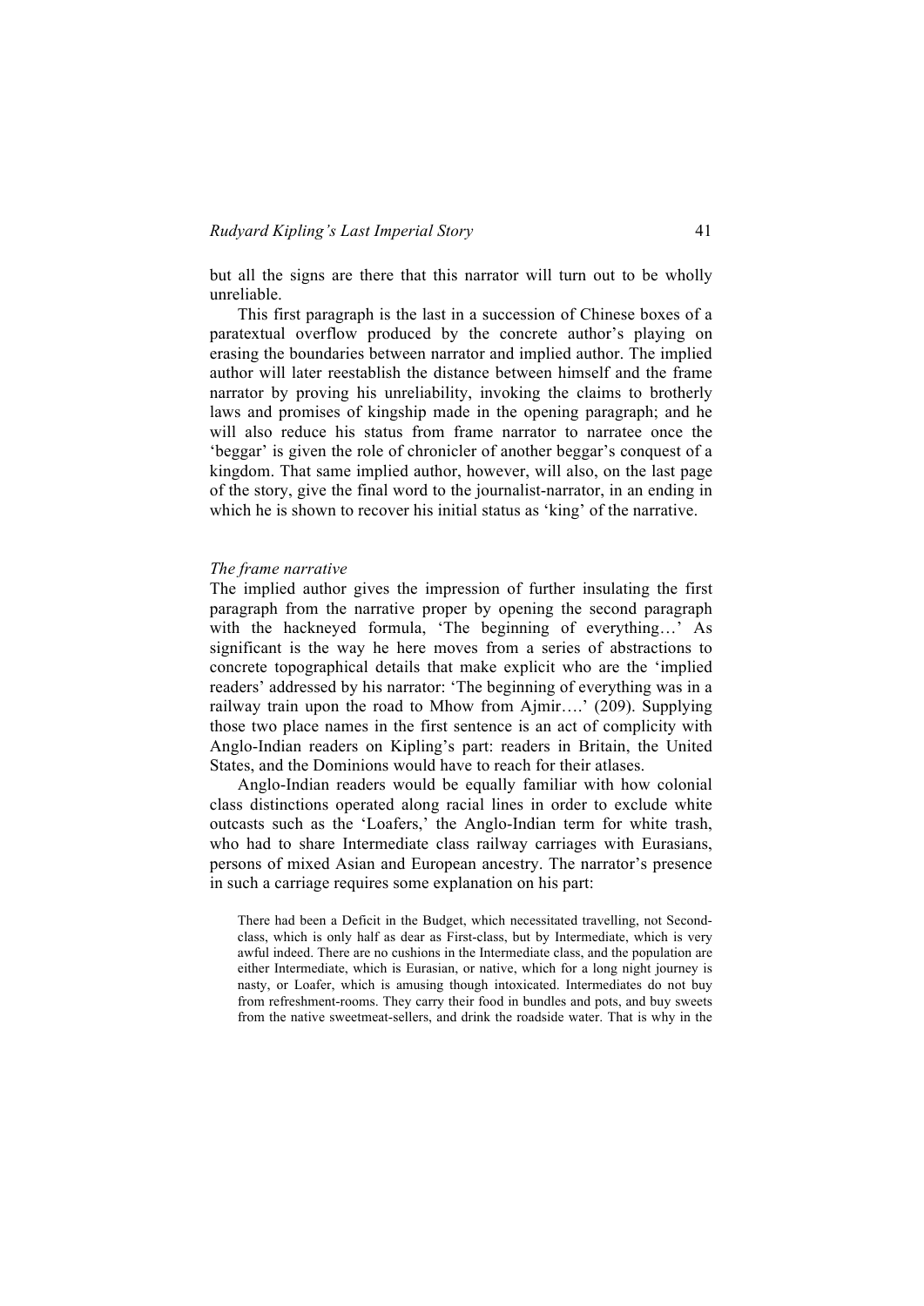but all the signs are there that this narrator will turn out to be wholly unreliable.

This first paragraph is the last in a succession of Chinese boxes of a paratextual overflow produced by the concrete author's playing on erasing the boundaries between narrator and implied author. The implied author will later reestablish the distance between himself and the frame narrator by proving his unreliability, invoking the claims to brotherly laws and promises of kingship made in the opening paragraph; and he will also reduce his status from frame narrator to narratee once the 'beggar' is given the role of chronicler of another beggar's conquest of a kingdom. That same implied author, however, will also, on the last page of the story, give the final word to the journalist-narrator, in an ending in which he is shown to recover his initial status as 'king' of the narrative.

*The frame narrative*

The implied author gives the impression of further insulating the first paragraph from the narrative proper by opening the second paragraph with the hackneyed formula, 'The beginning of everything…' As significant is the way he here moves from a series of abstractions to concrete topographical details that make explicit who are the 'implied readers' addressed by his narrator: 'The beginning of everything was in a railway train upon the road to Mhow from Ajmir….' (209). Supplying those two place names in the first sentence is an act of complicity with Anglo-Indian readers on Kipling's part: readers in Britain, the United States, and the Dominions would have to reach for their atlases.

Anglo-Indian readers would be equally familiar with how colonial class distinctions operated along racial lines in order to exclude white outcasts such as the 'Loafers,' the Anglo-Indian term for white trash, who had to share Intermediate class railway carriages with Eurasians, persons of mixed Asian and European ancestry. The narrator's presence in such a carriage requires some explanation on his part:

> There had been a Deficit in the Budget, which necessitated travelling, not Second-class, which is only half as dear as First-class, but by Intermediate, which is very awful indeed. There are no cushions in the Intermediate class, and the population are either Intermediate, which is Eurasian, or native, which for a long night journey is nasty, or Loafer, which is amusing though intoxicated. Intermediates do not buy from refreshment-rooms. They carry their food in bundles and pots, and buy sweets from the native sweetmeat-sellers, and drink the roadside water. That is why in the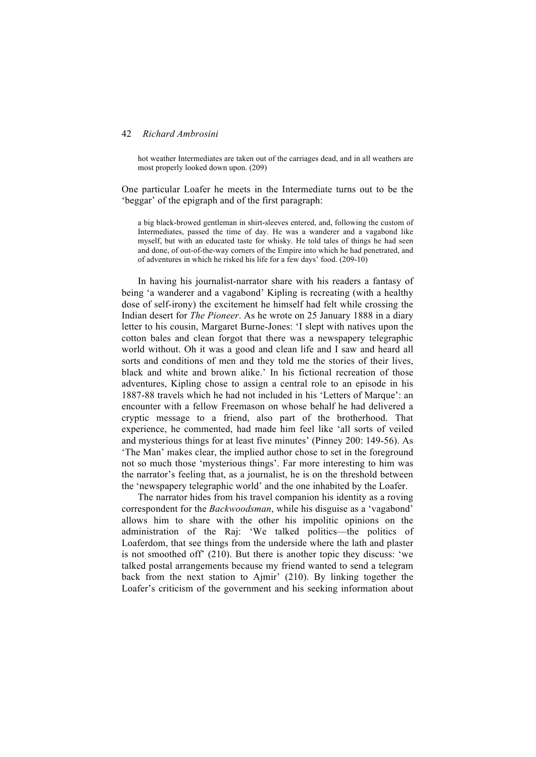> hot weather Intermediates are taken out of the carriages dead, and in all weathers are most properly looked down upon. (209)

One particular Loafer he meets in the Intermediate turns out to be the 'beggar' of the epigraph and of the first paragraph:

> a big black-browed gentleman in shirt-sleeves entered, and, following the custom of Intermediates, passed the time of day. He was a wanderer and a vagabond like myself, but with an educated taste for whisky. He told tales of things he had seen and done, of out-of-the-way corners of the Empire into which he had penetrated, and of adventures in which he risked his life for a few days' food. (209-10)

In having his journalist-narrator share with his readers a fantasy of being 'a wanderer and a vagabond' Kipling is recreating (with a healthy dose of self-irony) the excitement he himself had felt while crossing the Indian desert for *The Pioneer*. As he wrote on 25 January 1888 in a diary letter to his cousin, Margaret Burne-Jones: 'I slept with natives upon the cotton bales and clean forgot that there was a newspapery telegraphic world without. Oh it was a good and clean life and I saw and heard all sorts and conditions of men and they told me the stories of their lives, black and white and brown alike.' In his fictional recreation of those adventures, Kipling chose to assign a central role to an episode in his 1887-88 travels which he had not included in his 'Letters of Marque': an encounter with a fellow Freemason on whose behalf he had delivered a cryptic message to a friend, also part of the brotherhood. That experience, he commented, had made him feel like 'all sorts of veiled and mysterious things for at least five minutes' (Pinney 200: 149-56). As 'The Man' makes clear, the implied author chose to set in the foreground not so much those 'mysterious things'. Far more interesting to him was the narrator's feeling that, as a journalist, he is on the threshold between the 'newspapery telegraphic world' and the one inhabited by the Loafer.

The narrator hides from his travel companion his identity as a roving correspondent for the *Backwoodsman*, while his disguise as a 'vagabond' allows him to share with the other his impolitic opinions on the administration of the Raj: 'We talked politics—the politics of Loaferdom, that see things from the underside where the lath and plaster is not smoothed off' (210). But there is another topic they discuss: 'we talked postal arrangements because my friend wanted to send a telegram back from the next station to Ajmir' (210). By linking together the Loafer's criticism of the government and his seeking information about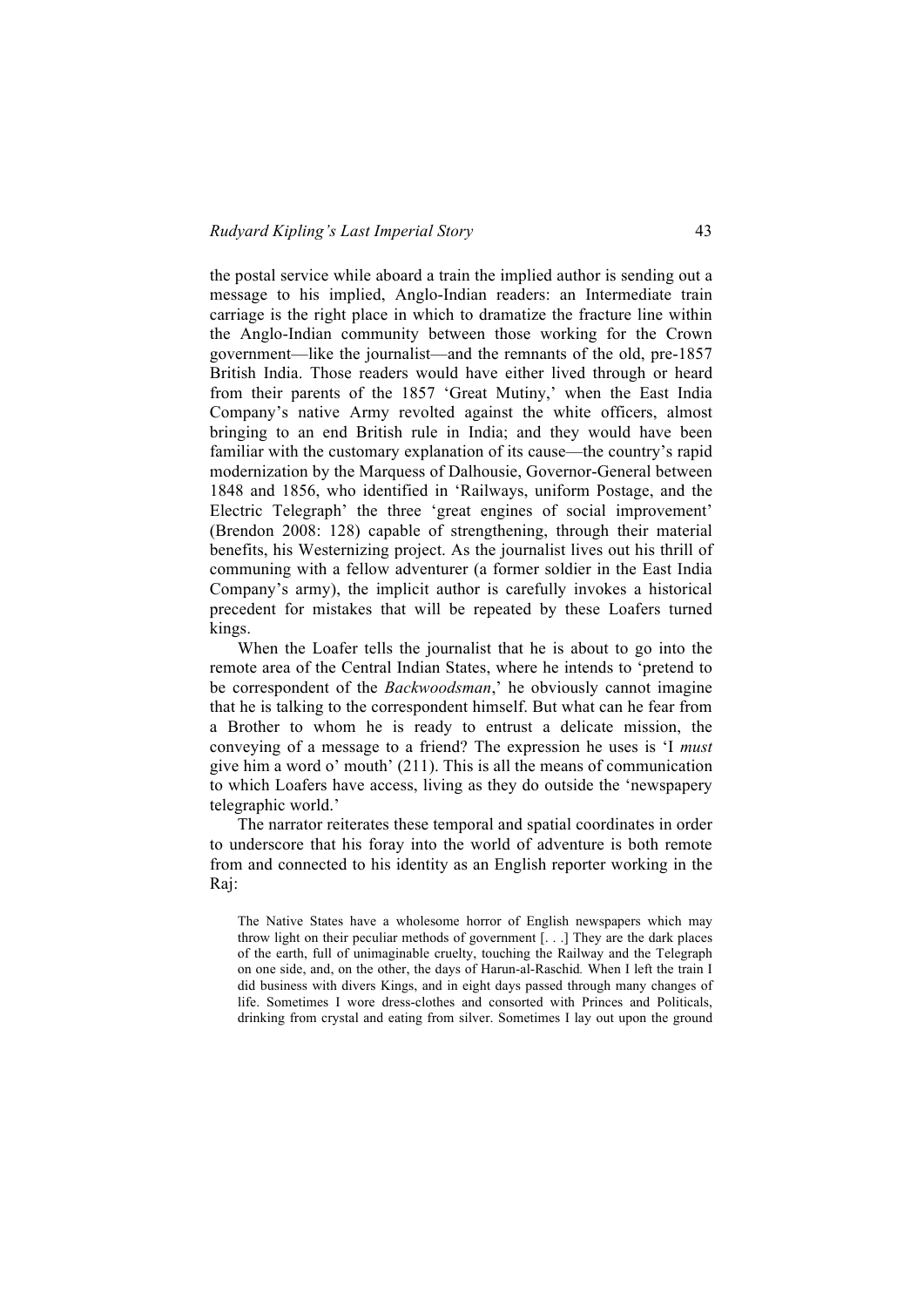the postal service while aboard a train the implied author is sending out a message to his implied, Anglo-Indian readers: an Intermediate train carriage is the right place in which to dramatize the fracture line within the Anglo-Indian community between those working for the Crown government—like the journalist—and the remnants of the old, pre-1857 British India. Those readers would have either lived through or heard from their parents of the 1857 'Great Mutiny,' when the East India Company's native Army revolted against the white officers, almost bringing to an end British rule in India; and they would have been familiar with the customary explanation of its cause—the country's rapid modernization by the Marquess of Dalhousie, Governor-General between 1848 and 1856, who identified in 'Railways, uniform Postage, and the Electric Telegraph' the three 'great engines of social improvement' (Brendon 2008: 128) capable of strengthening, through their material benefits, his Westernizing project. As the journalist lives out his thrill of communing with a fellow adventurer (a former soldier in the East India Company's army), the implicit author is carefully invokes a historical precedent for mistakes that will be repeated by these Loafers turned kings.

When the Loafer tells the journalist that he is about to go into the remote area of the Central Indian States, where he intends to 'pretend to be correspondent of the *Backwoodsman*,' he obviously cannot imagine that he is talking to the correspondent himself. But what can he fear from a Brother to whom he is ready to entrust a delicate mission, the conveying of a message to a friend? The expression he uses is 'I *must* give him a word o' mouth' (211). This is all the means of communication to which Loafers have access, living as they do outside the 'newspapery telegraphic world.'

The narrator reiterates these temporal and spatial coordinates in order to underscore that his foray into the world of adventure is both remote from and connected to his identity as an English reporter working in the Raj:

> The Native States have a wholesome horror of English newspapers which may throw light on their peculiar methods of government [. . .] They are the dark places of the earth, full of unimaginable cruelty, touching the Railway and the Telegraph on one side, and, on the other, the days of Harun-al-Raschid. When I left the train I did business with divers Kings, and in eight days passed through many changes of life. Sometimes I wore dress-clothes and consorted with Princes and Politicals, drinking from crystal and eating from silver. Sometimes I lay out upon the ground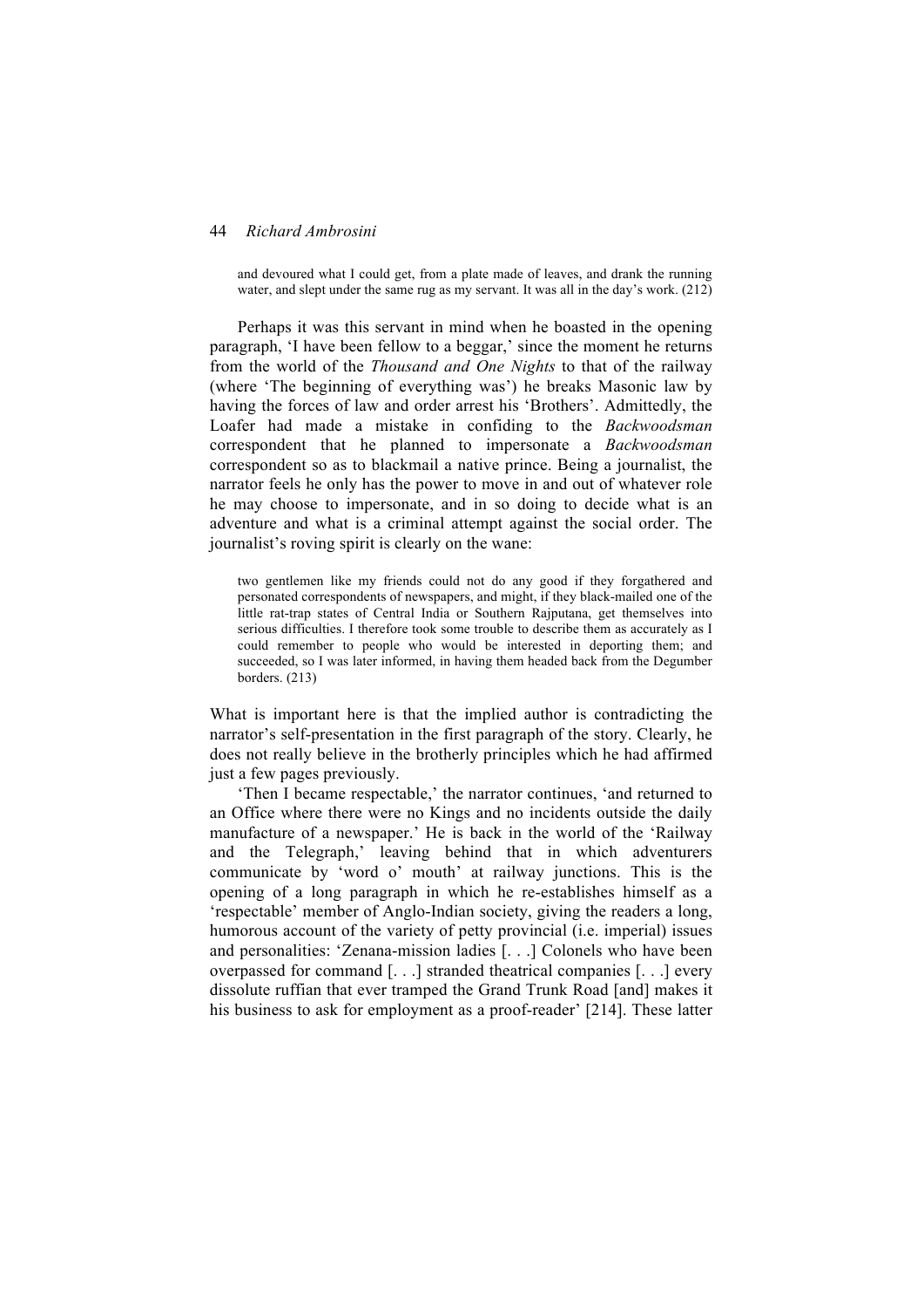> and devoured what I could get, from a plate made of leaves, and drank the running water, and slept under the same rug as my servant. It was all in the day's work. (212)

Perhaps it was this servant in mind when he boasted in the opening paragraph, 'I have been fellow to a beggar,' since the moment he returns from the world of the *Thousand and One Nights* to that of the railway (where 'The beginning of everything was') he breaks Masonic law by having the forces of law and order arrest his 'Brothers'. Admittedly, the Loafer had made a mistake in confiding to the *Backwoodsman* correspondent that he planned to impersonate a *Backwoodsman* correspondent so as to blackmail a native prince. Being a journalist, the narrator feels he only has the power to move in and out of whatever role he may choose to impersonate, and in so doing to decide what is an adventure and what is a criminal attempt against the social order. The journalist's roving spirit is clearly on the wane:

> two gentlemen like my friends could not do any good if they forgathered and personated correspondents of newspapers, and might, if they black-mailed one of the little rat-trap states of Central India or Southern Rajputana, get themselves into serious difficulties. I therefore took some trouble to describe them as accurately as I could remember to people who would be interested in deporting them; and succeeded, so I was later informed, in having them headed back from the Degumber borders. (213)

What is important here is that the implied author is contradicting the narrator's self-presentation in the first paragraph of the story. Clearly, he does not really believe in the brotherly principles which he had affirmed just a few pages previously.

'Then I became respectable,' the narrator continues, 'and returned to an Office where there were no Kings and no incidents outside the daily manufacture of a newspaper.' He is back in the world of the 'Railway and the Telegraph,' leaving behind that in which adventurers communicate by 'word o' mouth' at railway junctions. This is the opening of a long paragraph in which he re-establishes himself as a 'respectable' member of Anglo-Indian society, giving the readers a long, humorous account of the variety of petty provincial (i.e. imperial) issues and personalities: 'Zenana-mission ladies [. . .] Colonels who have been overpassed for command [. . .] stranded theatrical companies [. . .] every dissolute ruffian that ever tramped the Grand Trunk Road [and] makes it his business to ask for employment as a proof-reader' [214]. These latter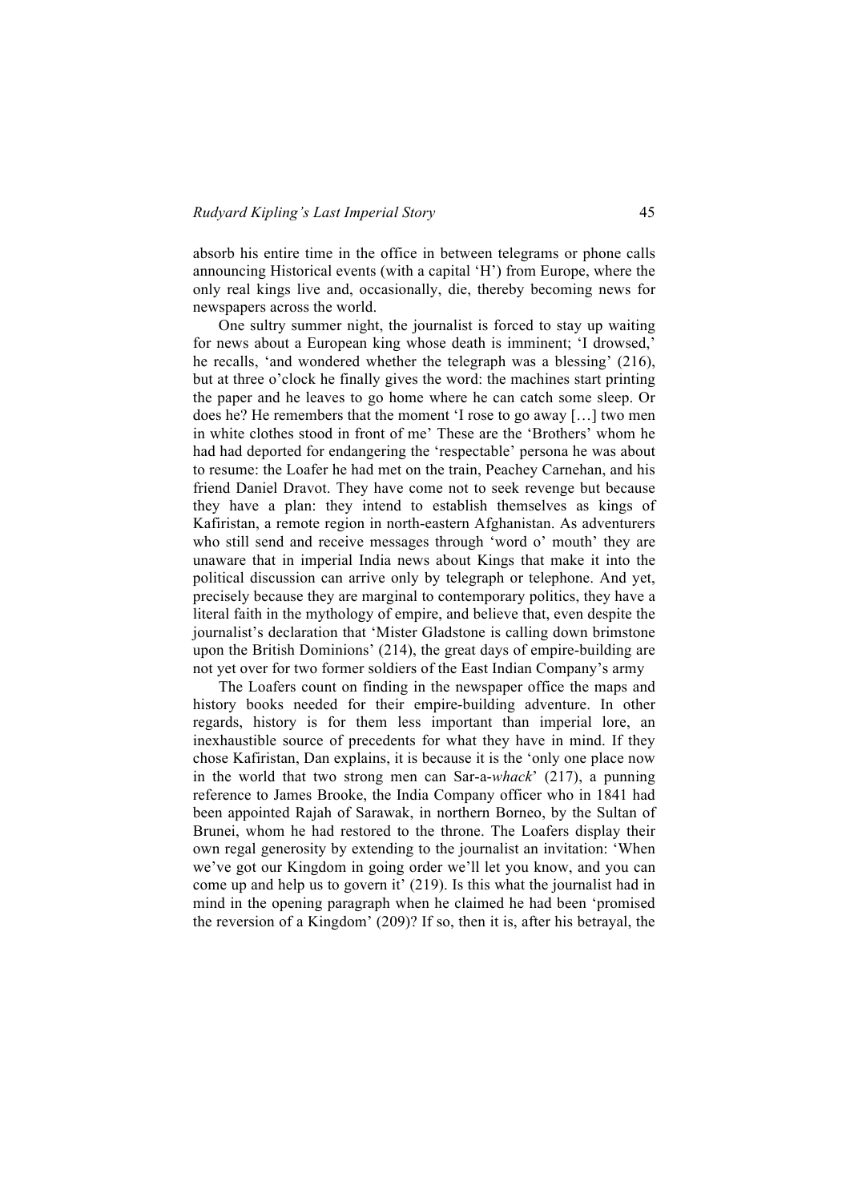absorb his entire time in the office in between telegrams or phone calls announcing Historical events (with a capital 'H') from Europe, where the only real kings live and, occasionally, die, thereby becoming news for newspapers across the world.

One sultry summer night, the journalist is forced to stay up waiting for news about a European king whose death is imminent; 'I drowsed,' he recalls, 'and wondered whether the telegraph was a blessing' (216), but at three o'clock he finally gives the word: the machines start printing the paper and he leaves to go home where he can catch some sleep. Or does he? He remembers that the moment 'I rose to go away […] two men in white clothes stood in front of me' These are the 'Brothers' whom he had had deported for endangering the 'respectable' persona he was about to resume: the Loafer he had met on the train, Peachey Carnehan, and his friend Daniel Dravot. They have come not to seek revenge but because they have a plan: they intend to establish themselves as kings of Kafiristan, a remote region in north-eastern Afghanistan. As adventurers who still send and receive messages through 'word o' mouth' they are unaware that in imperial India news about Kings that make it into the political discussion can arrive only by telegraph or telephone. And yet, precisely because they are marginal to contemporary politics, they have a literal faith in the mythology of empire, and believe that, even despite the journalist's declaration that 'Mister Gladstone is calling down brimstone upon the British Dominions' (214), the great days of empire-building are not yet over for two former soldiers of the East Indian Company's army

The Loafers count on finding in the newspaper office the maps and history books needed for their empire-building adventure. In other regards, history is for them less important than imperial lore, an inexhaustible source of precedents for what they have in mind. If they chose Kafiristan, Dan explains, it is because it is the 'only one place now in the world that two strong men can Sar-a-*whack*' (217), a punning reference to James Brooke, the India Company officer who in 1841 had been appointed Rajah of Sarawak, in northern Borneo, by the Sultan of Brunei, whom he had restored to the throne. The Loafers display their own regal generosity by extending to the journalist an invitation: 'When we've got our Kingdom in going order we'll let you know, and you can come up and help us to govern it' (219). Is this what the journalist had in mind in the opening paragraph when he claimed he had been 'promised the reversion of a Kingdom' (209)? If so, then it is, after his betrayal, the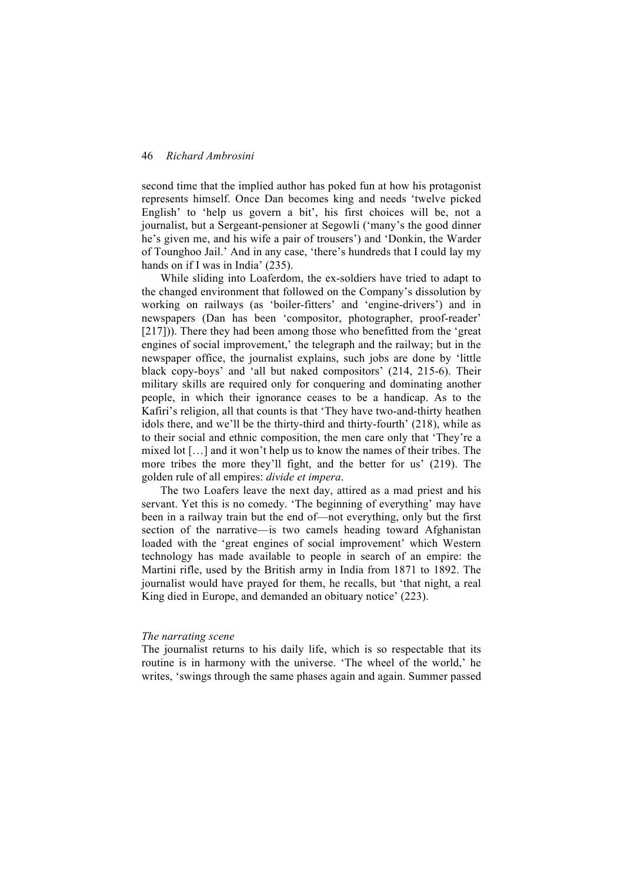second time that the implied author has poked fun at how his protagonist represents himself. Once Dan becomes king and needs 'twelve picked English' to 'help us govern a bit', his first choices will be, not a journalist, but a Sergeant-pensioner at Segowli ('many's the good dinner he's given me, and his wife a pair of trousers') and 'Donkin, the Warder of Tounghoo Jail.' And in any case, 'there's hundreds that I could lay my hands on if I was in India' (235).

While sliding into Loaferdom, the ex-soldiers have tried to adapt to the changed environment that followed on the Company's dissolution by working on railways (as 'boiler-fitters' and 'engine-drivers') and in newspapers (Dan has been 'compositor, photographer, proof-reader' [217])). There they had been among those who benefitted from the 'great engines of social improvement,' the telegraph and the railway; but in the newspaper office, the journalist explains, such jobs are done by 'little black copy-boys' and 'all but naked compositors' (214, 215-6). Their military skills are required only for conquering and dominating another people, in which their ignorance ceases to be a handicap. As to the Kafiri's religion, all that counts is that 'They have two-and-thirty heathen idols there, and we'll be the thirty-third and thirty-fourth' (218), while as to their social and ethnic composition, the men care only that 'They're a mixed lot […] and it won't help us to know the names of their tribes. The more tribes the more they'll fight, and the better for us' (219). The golden rule of all empires: *divide et impera*.

The two Loafers leave the next day, attired as a mad priest and his servant. Yet this is no comedy. 'The beginning of everything' may have been in a railway train but the end of—not everything, only but the first section of the narrative—is two camels heading toward Afghanistan loaded with the 'great engines of social improvement' which Western technology has made available to people in search of an empire: the Martini rifle, used by the British army in India from 1871 to 1892. The journalist would have prayed for them, he recalls, but 'that night, a real King died in Europe, and demanded an obituary notice' (223).

*The narrating scene*

The journalist returns to his daily life, which is so respectable that its routine is in harmony with the universe. 'The wheel of the world,' he writes, 'swings through the same phases again and again. Summer passed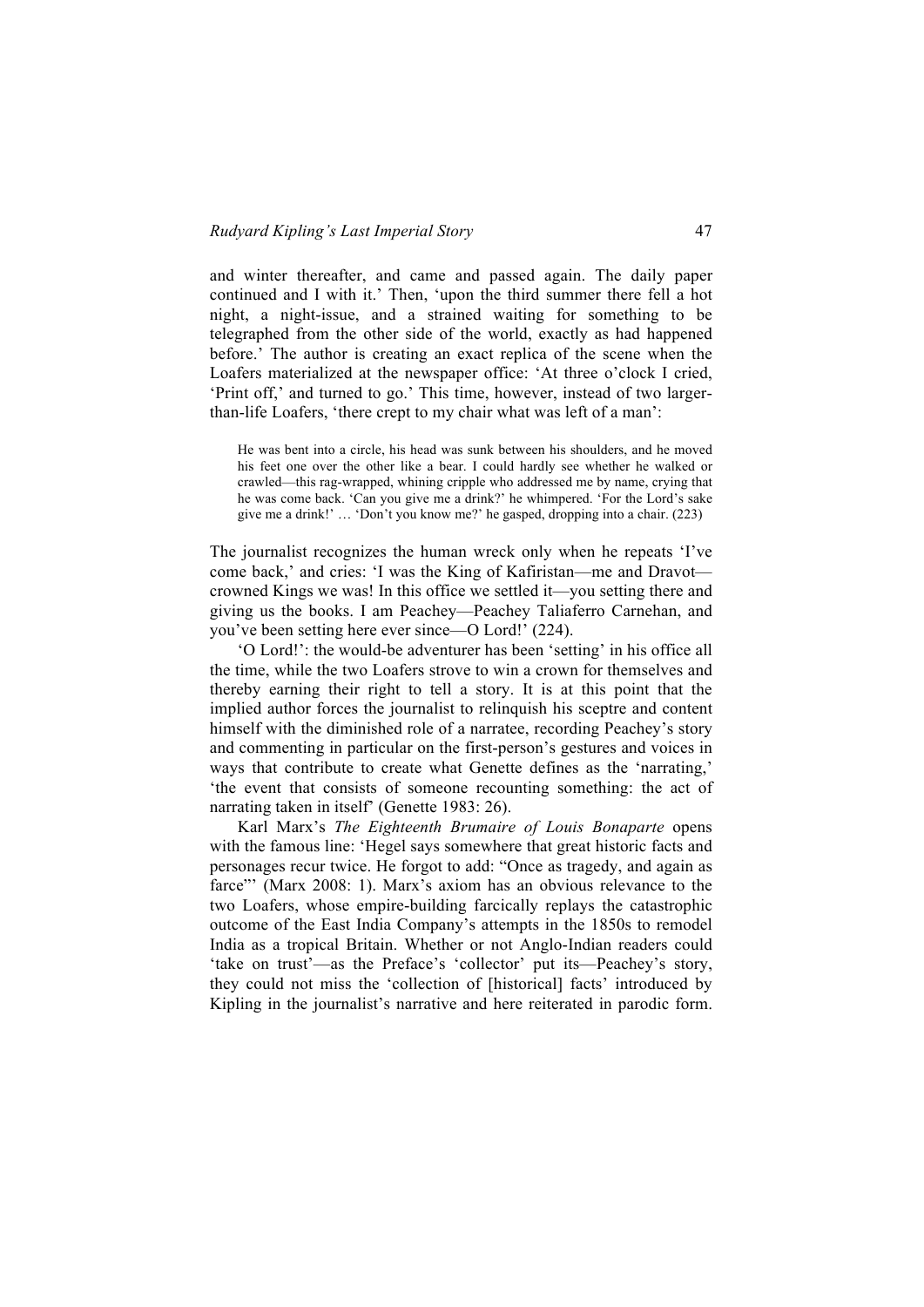and winter thereafter, and came and passed again. The daily paper continued and I with it.' Then, 'upon the third summer there fell a hot night, a night-issue, and a strained waiting for something to be telegraphed from the other side of the world, exactly as had happened before.' The author is creating an exact replica of the scene when the Loafers materialized at the newspaper office: 'At three o'clock I cried, 'Print off,' and turned to go.' This time, however, instead of two larger-than-life Loafers, 'there crept to my chair what was left of a man':

> He was bent into a circle, his head was sunk between his shoulders, and he moved his feet one over the other like a bear. I could hardly see whether he walked or crawled—this rag-wrapped, whining cripple who addressed me by name, crying that he was come back. 'Can you give me a drink?' he whimpered. 'For the Lord's sake give me a drink!' … 'Don't you know me?' he gasped, dropping into a chair. (223)

The journalist recognizes the human wreck only when he repeats 'I've come back,' and cries: 'I was the King of Kafiristan—me and Dravot—crowned Kings we was! In this office we settled it—you setting there and giving us the books. I am Peachey—Peachey Taliaferro Carnehan, and you've been setting here ever since—O Lord!' (224).

'O Lord!': the would-be adventurer has been 'setting' in his office all the time, while the two Loafers strove to win a crown for themselves and thereby earning their right to tell a story. It is at this point that the implied author forces the journalist to relinquish his sceptre and content himself with the diminished role of a narratee, recording Peachey's story and commenting in particular on the first-person's gestures and voices in ways that contribute to create what Genette defines as the 'narrating,' 'the event that consists of someone recounting something: the act of narrating taken in itself' (Genette 1983: 26).

Karl Marx's *The Eighteenth Brumaire of Louis Bonaparte* opens with the famous line: 'Hegel says somewhere that great historic facts and personages recur twice. He forgot to add: "Once as tragedy, and again as farce"' (Marx 2008: 1). Marx's axiom has an obvious relevance to the two Loafers, whose empire-building farcically replays the catastrophic outcome of the East India Company's attempts in the 1850s to remodel India as a tropical Britain. Whether or not Anglo-Indian readers could 'take on trust'—as the Preface's 'collector' put its—Peachey's story, they could not miss the 'collection of [historical] facts' introduced by Kipling in the journalist's narrative and here reiterated in parodic form.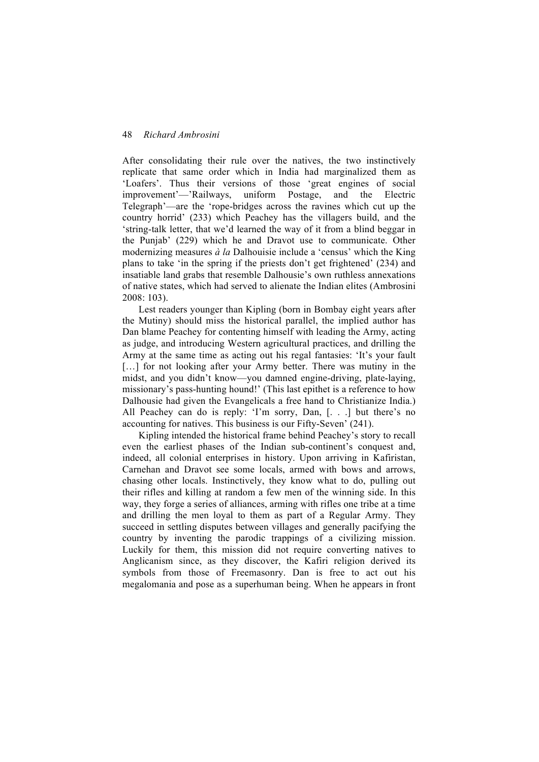After consolidating their rule over the natives, the two instinctively replicate that same order which in India had marginalized them as 'Loafers'. Thus their versions of those 'great engines of social improvement'—'Railways, uniform Postage, and the Electric Telegraph'—are the 'rope-bridges across the ravines which cut up the country horrid' (233) which Peachey has the villagers build, and the 'string-talk letter, that we'd learned the way of it from a blind beggar in the Punjab' (229) which he and Dravot use to communicate. Other modernizing measures *à la* Dalhouisie include a 'census' which the King plans to take 'in the spring if the priests don't get frightened' (234) and insatiable land grabs that resemble Dalhousie's own ruthless annexations of native states, which had served to alienate the Indian elites (Ambrosini 2008: 103).

Lest readers younger than Kipling (born in Bombay eight years after the Mutiny) should miss the historical parallel, the implied author has Dan blame Peachey for contenting himself with leading the Army, acting as judge, and introducing Western agricultural practices, and drilling the Army at the same time as acting out his regal fantasies: 'It's your fault […] for not looking after your Army better. There was mutiny in the midst, and you didn't know—you damned engine-driving, plate-laying, missionary's pass-hunting hound!' (This last epithet is a reference to how Dalhousie had given the Evangelicals a free hand to Christianize India.) All Peachey can do is reply: 'I'm sorry, Dan, [. . .] but there's no accounting for natives. This business is our Fifty-Seven' (241).

Kipling intended the historical frame behind Peachey's story to recall even the earliest phases of the Indian sub-continent's conquest and, indeed, all colonial enterprises in history. Upon arriving in Kafiristan, Carnehan and Dravot see some locals, armed with bows and arrows, chasing other locals. Instinctively, they know what to do, pulling out their rifles and killing at random a few men of the winning side. In this way, they forge a series of alliances, arming with rifles one tribe at a time and drilling the men loyal to them as part of a Regular Army. They succeed in settling disputes between villages and generally pacifying the country by inventing the parodic trappings of a civilizing mission. Luckily for them, this mission did not require converting natives to Anglicanism since, as they discover, the Kafiri religion derived its symbols from those of Freemasonry. Dan is free to act out his megalomania and pose as a superhuman being. When he appears in front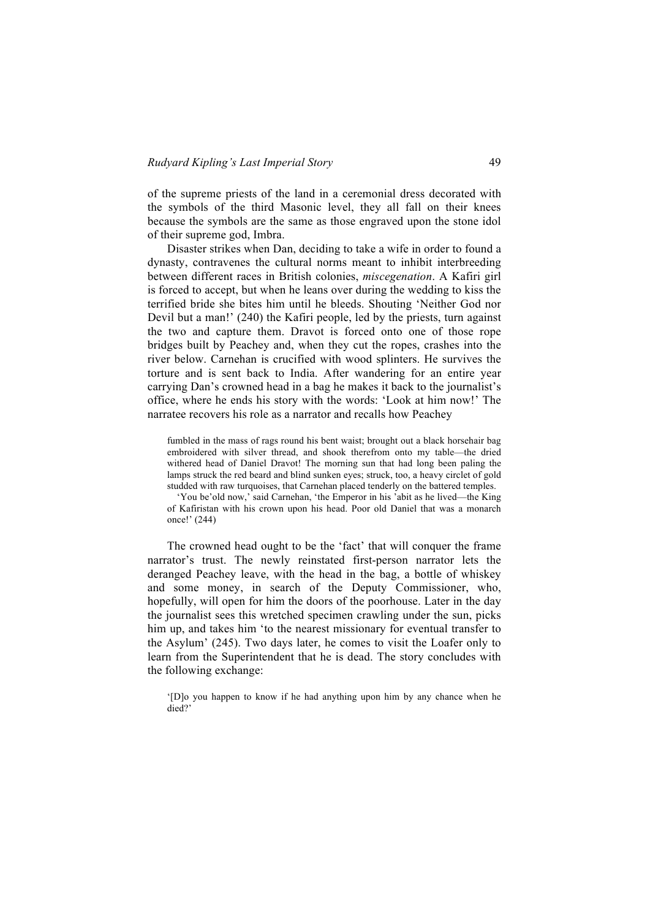of the supreme priests of the land in a ceremonial dress decorated with the symbols of the third Masonic level, they all fall on their knees because the symbols are the same as those engraved upon the stone idol of their supreme god, Imbra.

Disaster strikes when Dan, deciding to take a wife in order to found a dynasty, contravenes the cultural norms meant to inhibit interbreeding between different races in British colonies, *miscegenation*. A Kafiri girl is forced to accept, but when he leans over during the wedding to kiss the terrified bride she bites him until he bleeds. Shouting 'Neither God nor Devil but a man!' (240) the Kafiri people, led by the priests, turn against the two and capture them. Dravot is forced onto one of those rope bridges built by Peachey and, when they cut the ropes, crashes into the river below. Carnehan is crucified with wood splinters. He survives the torture and is sent back to India. After wandering for an entire year carrying Dan's crowned head in a bag he makes it back to the journalist's office, where he ends his story with the words: 'Look at him now!' The narratee recovers his role as a narrator and recalls how Peachey

> fumbled in the mass of rags round his bent waist; brought out a black horsehair bag embroidered with silver thread, and shook therefrom onto my table—the dried withered head of Daniel Dravot! The morning sun that had long been paling the lamps struck the red beard and blind sunken eyes; struck, too, a heavy circlet of gold studded with raw turquoises, that Carnehan placed tenderly on the battered temples.
>
> 'You be'old now,' said Carnehan, 'the Emperor in his 'abit as he lived—the King of Kafiristan with his crown upon his head. Poor old Daniel that was a monarch once!' (244)

The crowned head ought to be the 'fact' that will conquer the frame narrator's trust. The newly reinstated first-person narrator lets the deranged Peachey leave, with the head in the bag, a bottle of whiskey and some money, in search of the Deputy Commissioner, who, hopefully, will open for him the doors of the poorhouse. Later in the day the journalist sees this wretched specimen crawling under the sun, picks him up, and takes him 'to the nearest missionary for eventual transfer to the Asylum' (245). Two days later, he comes to visit the Loafer only to learn from the Superintendent that he is dead. The story concludes with the following exchange:

> '[D]o you happen to know if he had anything upon him by any chance when he died?'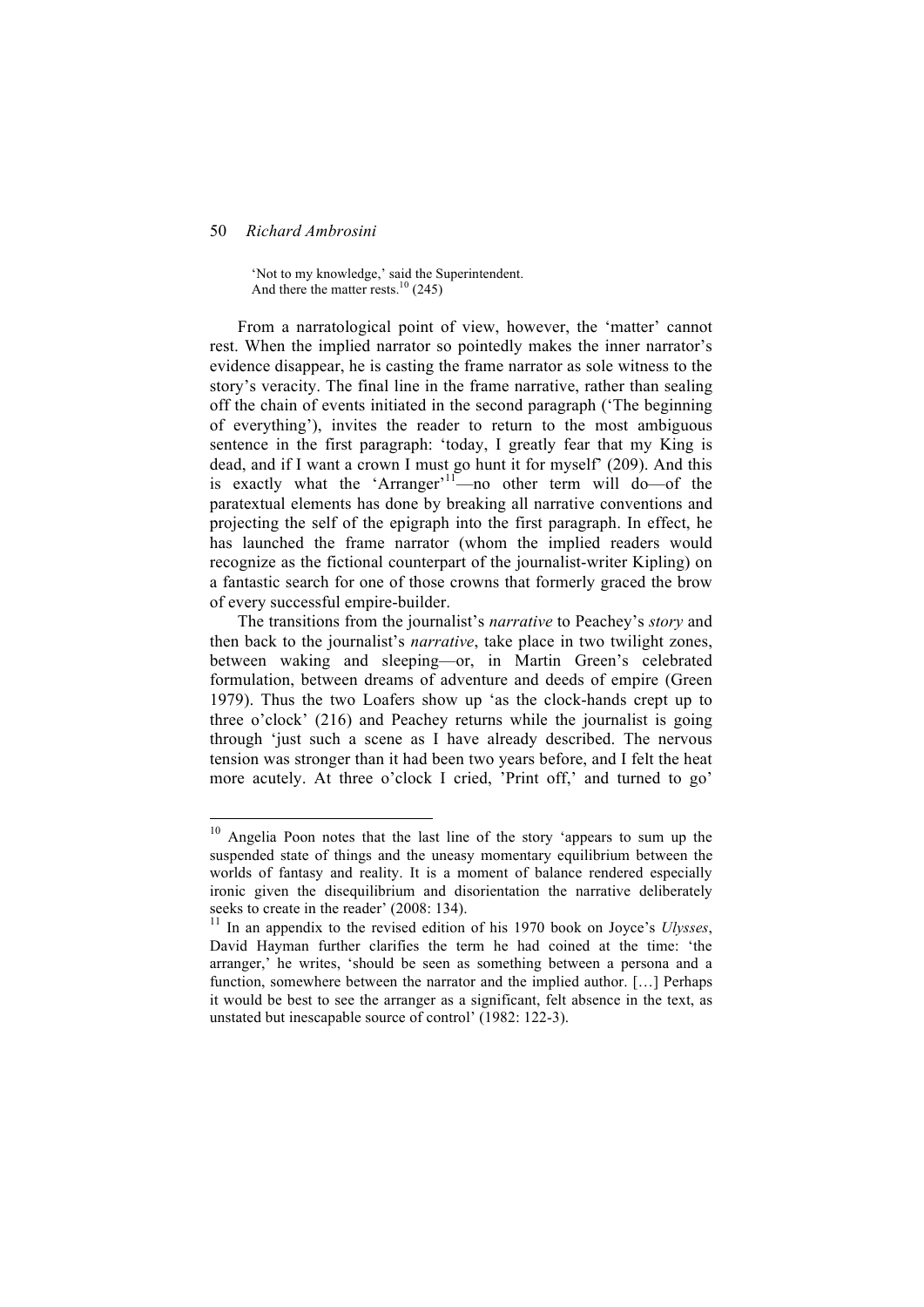> 'Not to my knowledge,' said the Superintendent.
> And there the matter rests.[10] (245)

From a narratological point of view, however, the 'matter' cannot rest. When the implied narrator so pointedly makes the inner narrator's evidence disappear, he is casting the frame narrator as sole witness to the story's veracity. The final line in the frame narrative, rather than sealing off the chain of events initiated in the second paragraph ('The beginning of everything'), invites the reader to return to the most ambiguous sentence in the first paragraph: 'today, I greatly fear that my King is dead, and if I want a crown I must go hunt it for myself' (209). And this is exactly what the 'Arranger'[11]—no other term will do—of the paratextual elements has done by breaking all narrative conventions and projecting the self of the epigraph into the first paragraph. In effect, he has launched the frame narrator (whom the implied readers would recognize as the fictional counterpart of the journalist-writer Kipling) on a fantastic search for one of those crowns that formerly graced the brow of every successful empire-builder.

The transitions from the journalist's *narrative* to Peachey's *story* and then back to the journalist's *narrative*, take place in two twilight zones, between waking and sleeping—or, in Martin Green's celebrated formulation, between dreams of adventure and deeds of empire (Green 1979). Thus the two Loafers show up 'as the clock-hands crept up to three o'clock' (216) and Peachey returns while the journalist is going through 'just such a scene as I have already described. The nervous tension was stronger than it had been two years before, and I felt the heat more acutely. At three o'clock I cried, 'Print off,' and turned to go'

---

[10] Angelia Poon notes that the last line of the story 'appears to sum up the suspended state of things and the uneasy momentary equilibrium between the worlds of fantasy and reality. It is a moment of balance rendered especially ironic given the disequilibrium and disorientation the narrative deliberately seeks to create in the reader' (2008: 134).

[11] In an appendix to the revised edition of his 1970 book on Joyce's *Ulysses*, David Hayman further clarifies the term he had coined at the time: 'the arranger,' he writes, 'should be seen as something between a persona and a function, somewhere between the narrator and the implied author. […] Perhaps it would be best to see the arranger as a significant, felt absence in the text, as unstated but inescapable source of control' (1982: 122-3).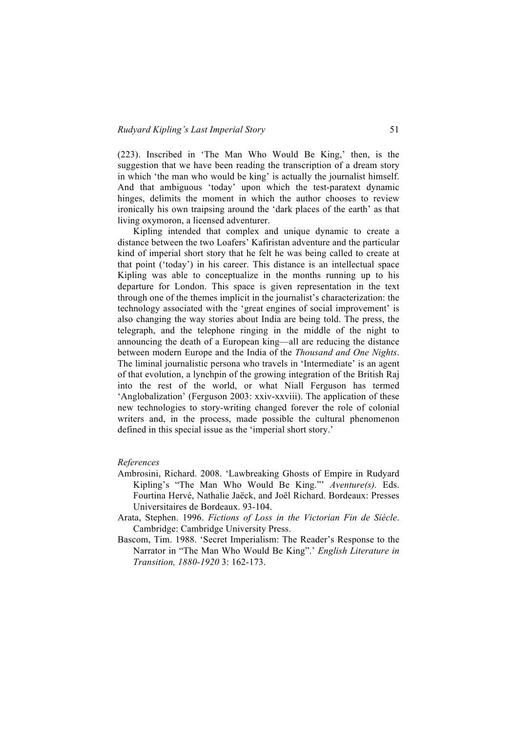(223). Inscribed in 'The Man Who Would Be King,' then, is the suggestion that we have been reading the transcription of a dream story in which 'the man who would be king' is actually the journalist himself. And that ambiguous 'today' upon which the test-paratext dynamic hinges, delimits the moment in which the author chooses to review ironically his own traipsing around the 'dark places of the earth' as that living oxymoron, a licensed adventurer.

Kipling intended that complex and unique dynamic to create a distance between the two Loafers' Kafiristan adventure and the particular kind of imperial short story that he felt he was being called to create at that point ('today') in his career. This distance is an intellectual space Kipling was able to conceptualize in the months running up to his departure for London. This space is given representation in the text through one of the themes implicit in the journalist's characterization: the technology associated with the 'great engines of social improvement' is also changing the way stories about India are being told. The press, the telegraph, and the telephone ringing in the middle of the night to announcing the death of a European king—all are reducing the distance between modern Europe and the India of the *Thousand and One Nights*. The liminal journalistic persona who travels in 'Intermediate' is an agent of that evolution, a lynchpin of the growing integration of the British Raj into the rest of the world, or what Niall Ferguson has termed 'Anglobalization' (Ferguson 2003: xxiv-xxviii). The application of these new technologies to story-writing changed forever the role of colonial writers and, in the process, made possible the cultural phenomenon defined in this special issue as the 'imperial short story.'

*References*

Ambrosini, Richard. 2008. 'Lawbreaking Ghosts of Empire in Rudyard Kipling's "The Man Who Would Be King."' *Aventure(s).* Eds. Fourtina Hervé, Nathalie Jaëck, and Joël Richard. Bordeaux: Presses Universitaires de Bordeaux. 93-104.

Arata, Stephen. 1996. *Fictions of Loss in the Victorian Fin de Siècle*. Cambridge: Cambridge University Press.

Bascom, Tim. 1988. 'Secret Imperialism: The Reader's Response to the Narrator in "The Man Who Would Be King".' *English Literature in Transition, 1880-1920* 3: 162-173.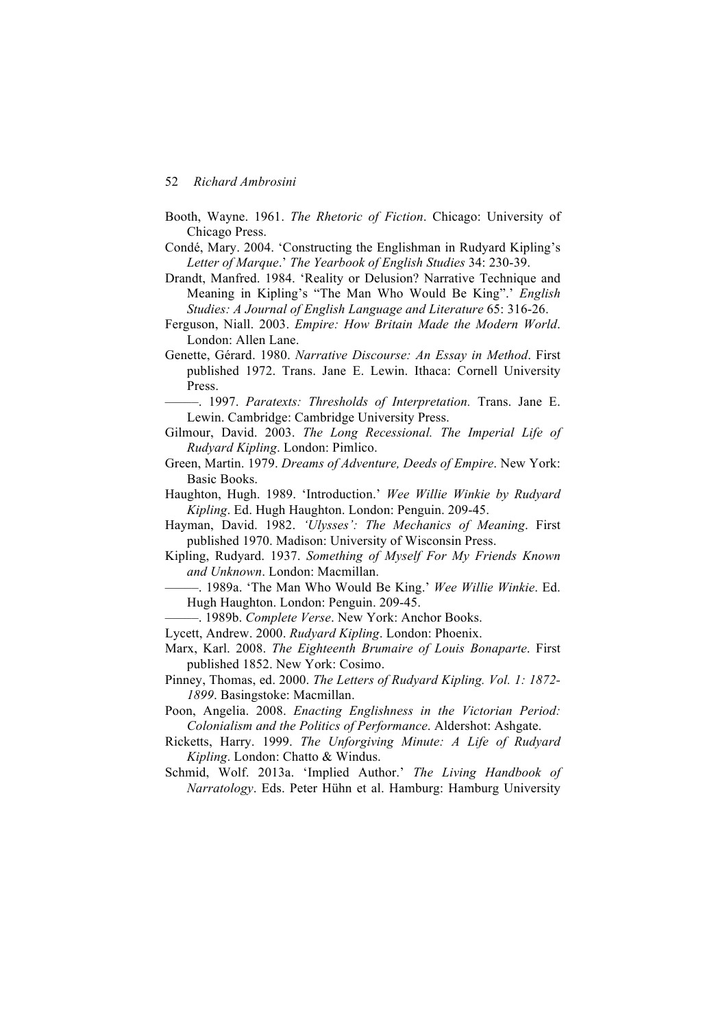Booth, Wayne. 1961. *The Rhetoric of Fiction*. Chicago: University of Chicago Press.

Condé, Mary. 2004. 'Constructing the Englishman in Rudyard Kipling's *Letter of Marque*.' *The Yearbook of English Studies* 34: 230-39.

Drandt, Manfred. 1984. 'Reality or Delusion? Narrative Technique and Meaning in Kipling's "The Man Who Would Be King".' *English Studies: A Journal of English Language and Literature* 65: 316-26.

Ferguson, Niall. 2003. *Empire: How Britain Made the Modern World*. London: Allen Lane.

Genette, Gérard. 1980. *Narrative Discourse: An Essay in Method*. First published 1972. Trans. Jane E. Lewin. Ithaca: Cornell University Press.

———. 1997. *Paratexts: Thresholds of Interpretation.* Trans. Jane E. Lewin. Cambridge: Cambridge University Press.

Gilmour, David. 2003. *The Long Recessional. The Imperial Life of Rudyard Kipling*. London: Pimlico.

Green, Martin. 1979. *Dreams of Adventure, Deeds of Empire*. New York: Basic Books.

Haughton, Hugh. 1989. 'Introduction.' *Wee Willie Winkie by Rudyard Kipling*. Ed. Hugh Haughton. London: Penguin. 209-45.

Hayman, David. 1982. *'Ulysses': The Mechanics of Meaning*. First published 1970. Madison: University of Wisconsin Press.

Kipling, Rudyard. 1937. *Something of Myself For My Friends Known and Unknown*. London: Macmillan.

———. 1989a. 'The Man Who Would Be King.' *Wee Willie Winkie*. Ed. Hugh Haughton. London: Penguin. 209-45.

———. 1989b. *Complete Verse*. New York: Anchor Books.

Lycett, Andrew. 2000. *Rudyard Kipling*. London: Phoenix.

Marx, Karl. 2008. *The Eighteenth Brumaire of Louis Bonaparte*. First published 1852. New York: Cosimo.

Pinney, Thomas, ed. 2000. *The Letters of Rudyard Kipling. Vol. 1: 1872-1899*. Basingstoke: Macmillan.

Poon, Angelia. 2008. *Enacting Englishness in the Victorian Period: Colonialism and the Politics of Performance*. Aldershot: Ashgate.

Ricketts, Harry. 1999. *The Unforgiving Minute: A Life of Rudyard Kipling*. London: Chatto & Windus.

Schmid, Wolf. 2013a. 'Implied Author.' *The Living Handbook of Narratology*. Eds. Peter Hühn et al. Hamburg: Hamburg University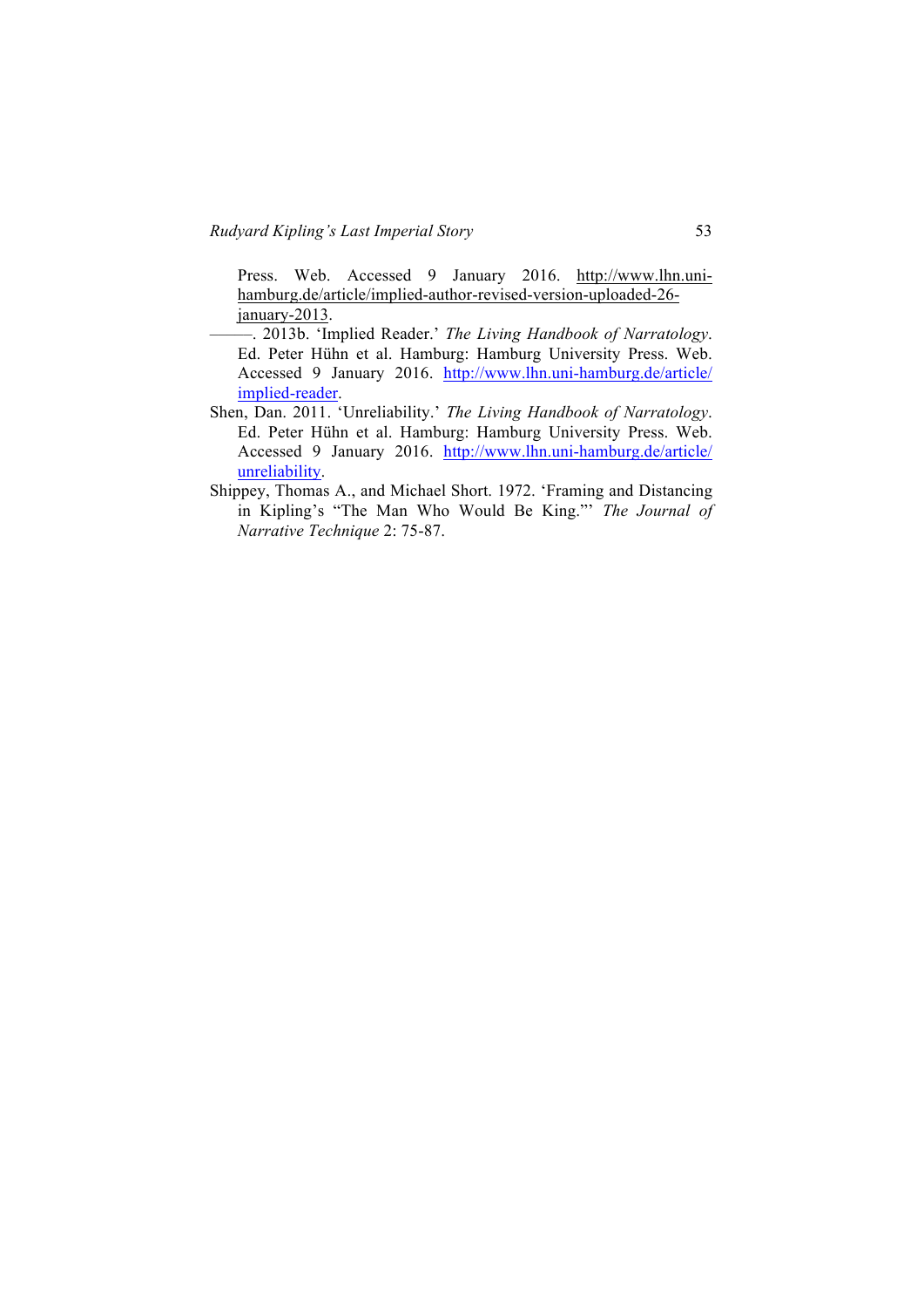Press. Web. Accessed 9 January 2016. http://www.lhn.uni-hamburg.de/article/implied-author-revised-version-uploaded-26-january-2013.

———. 2013b. 'Implied Reader.' *The Living Handbook of Narratology*. Ed. Peter Hühn et al. Hamburg: Hamburg University Press. Web. Accessed 9 January 2016. http://www.lhn.uni-hamburg.de/article/implied-reader.

Shen, Dan. 2011. 'Unreliability.' *The Living Handbook of Narratology*. Ed. Peter Hühn et al. Hamburg: Hamburg University Press. Web. Accessed 9 January 2016. http://www.lhn.uni-hamburg.de/article/unreliability.

Shippey, Thomas A., and Michael Short. 1972. 'Framing and Distancing in Kipling's "The Man Who Would Be King."' *The Journal of Narrative Technique* 2: 75-87.